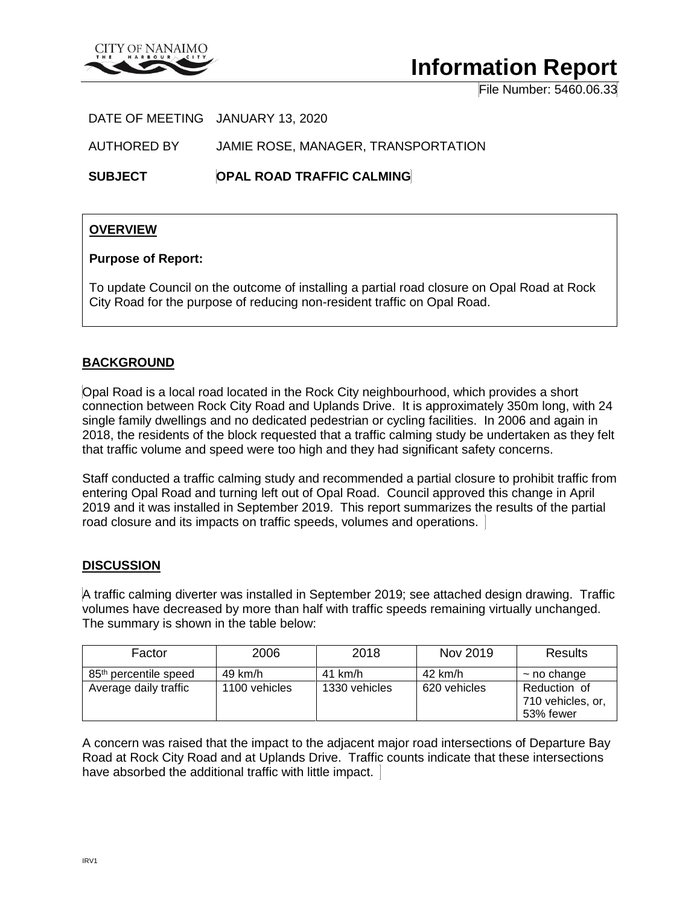CITY OF NANAIMO
THE HARBOUR CITY

# Information Report

File Number: 5460.06.33

DATE OF MEETING JANUARY 13, 2020

AUTHORED BY JAMIE ROSE, MANAGER, TRANSPORTATION

**SUBJECT** **OPAL ROAD TRAFFIC CALMING**

## OVERVIEW

**Purpose of Report:**

To update Council on the outcome of installing a partial road closure on Opal Road at Rock City Road for the purpose of reducing non-resident traffic on Opal Road.

## BACKGROUND

Opal Road is a local road located in the Rock City neighbourhood, which provides a short connection between Rock City Road and Uplands Drive. It is approximately 350m long, with 24 single family dwellings and no dedicated pedestrian or cycling facilities. In 2006 and again in 2018, the residents of the block requested that a traffic calming study be undertaken as they felt that traffic volume and speed were too high and they had significant safety concerns.

Staff conducted a traffic calming study and recommended a partial closure to prohibit traffic from entering Opal Road and turning left out of Opal Road. Council approved this change in April 2019 and it was installed in September 2019. This report summarizes the results of the partial road closure and its impacts on traffic speeds, volumes and operations.

## DISCUSSION

A traffic calming diverter was installed in September 2019; see attached design drawing. Traffic volumes have decreased by more than half with traffic speeds remaining virtually unchanged. The summary is shown in the table below:

| Factor | 2006 | 2018 | Nov 2019 | Results |
|---|---|---|---|---|
| 85th percentile speed | 49 km/h | 41 km/h | 42 km/h | ~ no change |
| Average daily traffic | 1100 vehicles | 1330 vehicles | 620 vehicles | Reduction of 710 vehicles, or, 53% fewer |

A concern was raised that the impact to the adjacent major road intersections of Departure Bay Road at Rock City Road and at Uplands Drive. Traffic counts indicate that these intersections have absorbed the additional traffic with little impact.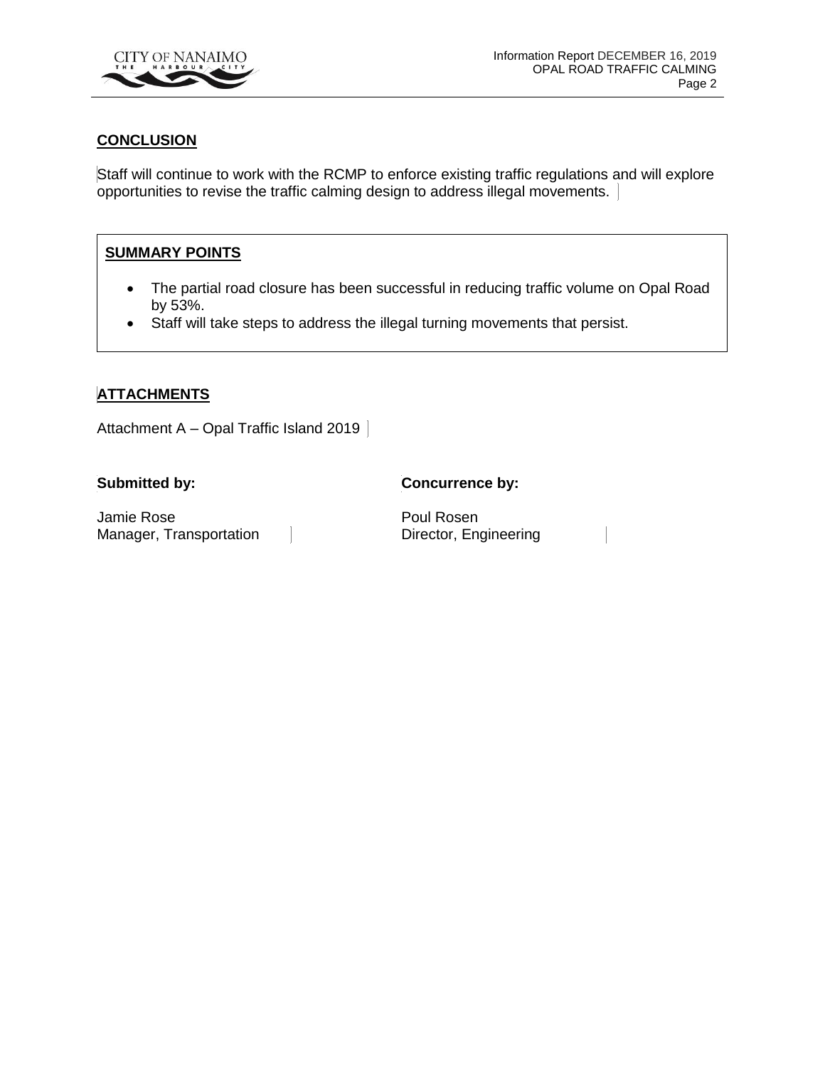## CONCLUSION

Staff will continue to work with the RCMP to enforce existing traffic regulations and will explore opportunities to revise the traffic calming design to address illegal movements.

### SUMMARY POINTS

- The partial road closure has been successful in reducing traffic volume on Opal Road by 53%.
- Staff will take steps to address the illegal turning movements that persist.

## ATTACHMENTS

Attachment A – Opal Traffic Island 2019

**Submitted by:**

Jamie Rose
Manager, Transportation

**Concurrence by:**

Poul Rosen
Director, Engineering